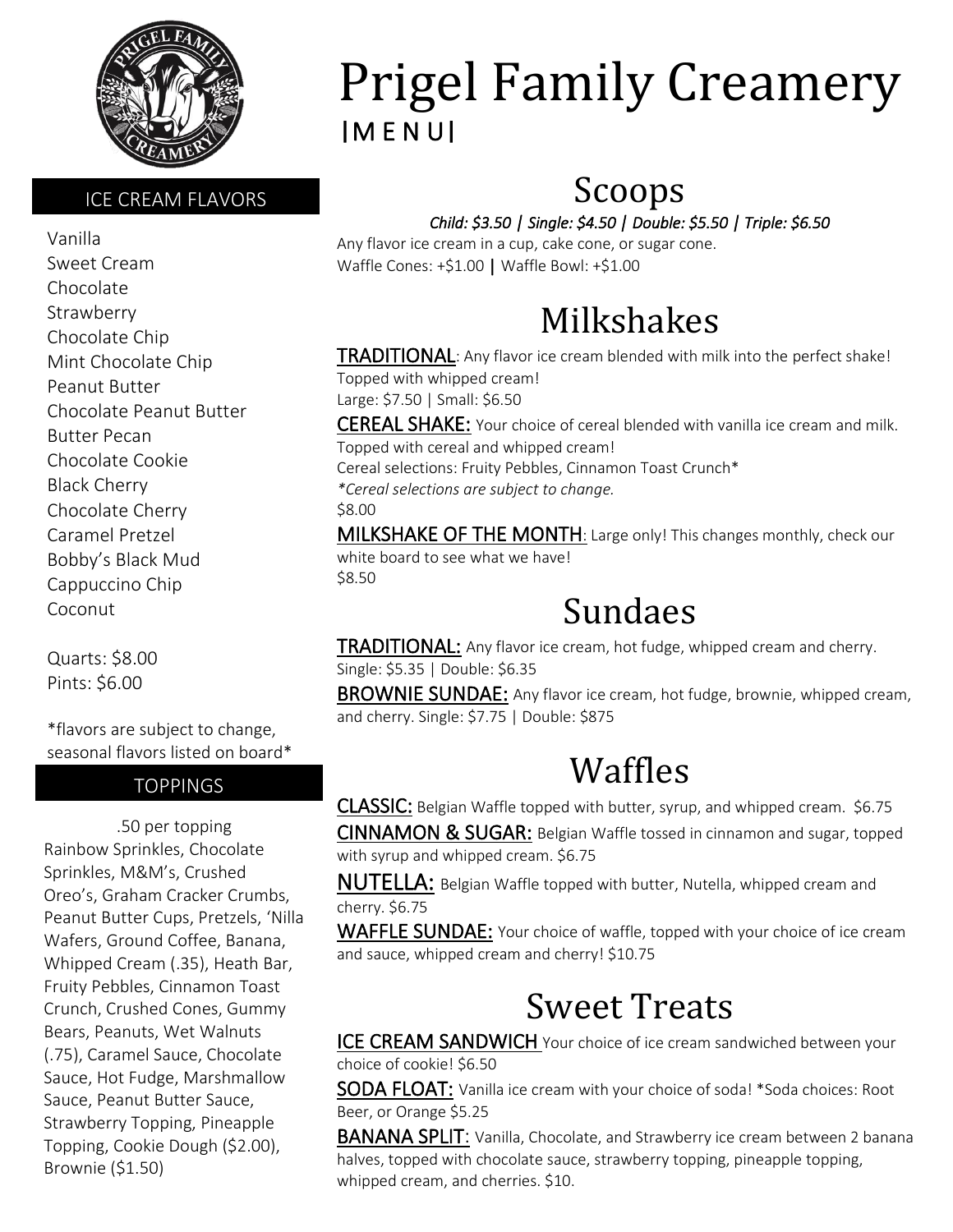# Prigel Family Creamery

|M E N U|

## ICE CREAM FLAVORS

Vanilla
Sweet Cream
Chocolate
Strawberry
Chocolate Chip
Mint Chocolate Chip
Peanut Butter
Chocolate Peanut Butter
Butter Pecan
Chocolate Cookie
Black Cherry
Chocolate Cherry
Caramel Pretzel
Bobby's Black Mud
Cappuccino Chip
Coconut

Quarts: $8.00
Pints: $6.00

*flavors are subject to change, seasonal flavors listed on board*

## TOPPINGS

.50 per topping

Rainbow Sprinkles, Chocolate Sprinkles, M&M's, Crushed Oreo's, Graham Cracker Crumbs, Peanut Butter Cups, Pretzels, 'Nilla Wafers, Ground Coffee, Banana, Whipped Cream (.35), Heath Bar, Fruity Pebbles, Cinnamon Toast Crunch, Crushed Cones, Gummy Bears, Peanuts, Wet Walnuts (.75), Caramel Sauce, Chocolate Sauce, Hot Fudge, Marshmallow Sauce, Peanut Butter Sauce, Strawberry Topping, Pineapple Topping, Cookie Dough ($2.00), Brownie ($1.50)

## Scoops

*Child: $3.50 | Single: $4.50 | Double: $5.50 | Triple: $6.50*

Any flavor ice cream in a cup, cake cone, or sugar cone.
Waffle Cones: +$1.00 | Waffle Bowl: +$1.00

## Milkshakes

**TRADITIONAL**: Any flavor ice cream blended with milk into the perfect shake! Topped with whipped cream!
Large: $7.50 | Small: $6.50

**CEREAL SHAKE:** Your choice of cereal blended with vanilla ice cream and milk. Topped with cereal and whipped cream!
Cereal selections: Fruity Pebbles, Cinnamon Toast Crunch*
*Cereal selections are subject to change.*
$8.00

**MILKSHAKE OF THE MONTH**: Large only! This changes monthly, check our white board to see what we have!
$8.50

## Sundaes

**TRADITIONAL:** Any flavor ice cream, hot fudge, whipped cream and cherry.
Single: $5.35 | Double: $6.35

**BROWNIE SUNDAE:** Any flavor ice cream, hot fudge, brownie, whipped cream, and cherry. Single: $7.75 | Double: $875

## Waffles

**CLASSIC:** Belgian Waffle topped with butter, syrup, and whipped cream. $6.75

**CINNAMON & SUGAR:** Belgian Waffle tossed in cinnamon and sugar, topped with syrup and whipped cream. $6.75

**NUTELLA:** Belgian Waffle topped with butter, Nutella, whipped cream and cherry. $6.75

**WAFFLE SUNDAE:** Your choice of waffle, topped with your choice of ice cream and sauce, whipped cream and cherry! $10.75

## Sweet Treats

**ICE CREAM SANDWICH** Your choice of ice cream sandwiched between your choice of cookie! $6.50

**SODA FLOAT:** Vanilla ice cream with your choice of soda! *Soda choices: Root Beer, or Orange $5.25

**BANANA SPLIT**: Vanilla, Chocolate, and Strawberry ice cream between 2 banana halves, topped with chocolate sauce, strawberry topping, pineapple topping, whipped cream, and cherries. $10.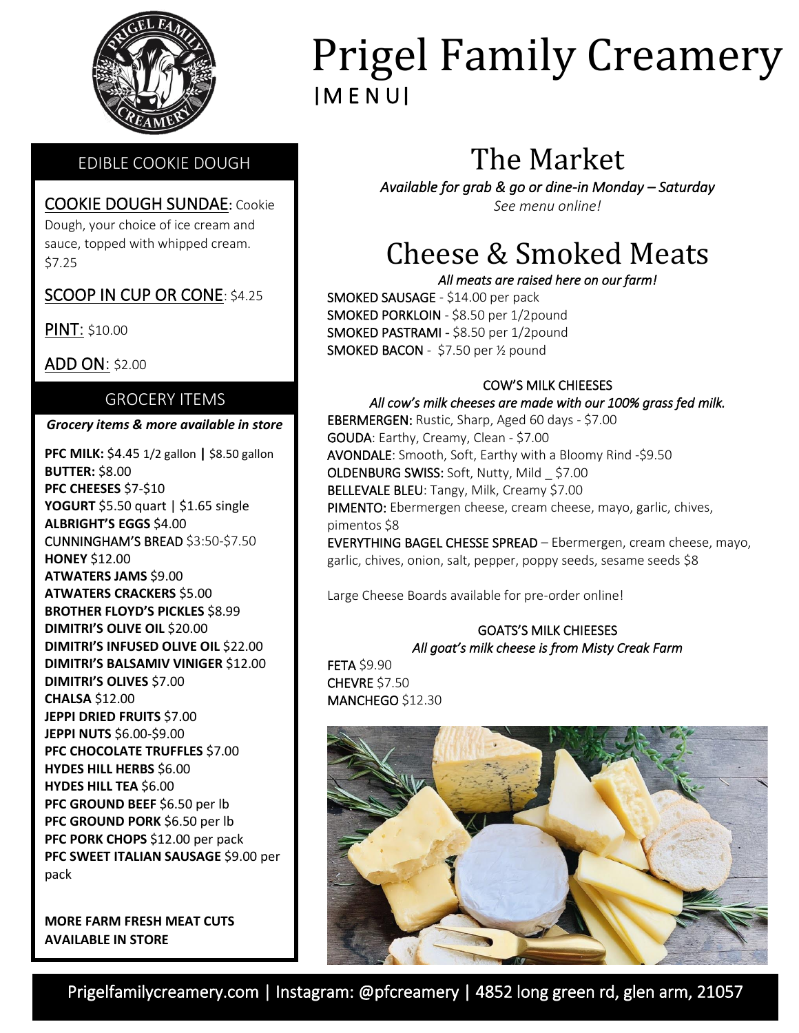# Prigel Family Creamery

|M E N U|

## EDIBLE COOKIE DOUGH

COOKIE DOUGH SUNDAE: Cookie Dough, your choice of ice cream and sauce, topped with whipped cream. $7.25

SCOOP IN CUP OR CONE: $4.25

PINT: $10.00

ADD ON: $2.00

## GROCERY ITEMS

***Grocery items & more available in store***

**PFC MILK:** $4.45 1/2 gallon **|** $8.50 gallon
**BUTTER:** $8.00
**PFC CHEESES** $7-$10
**YOGURT** $5.50 quart | $1.65 single
**ALBRIGHT'S EGGS** $4.00
CUNNINGHAM'S BREAD $3:50-$7.50
**HONEY** $12.00
**ATWATERS JAMS** $9.00
**ATWATERS CRACKERS** $5.00
**BROTHER FLOYD'S PICKLES** $8.99
**DIMITRI'S OLIVE OIL** $20.00
**DIMITRI'S INFUSED OLIVE OIL** $22.00
**DIMITRI'S BALSAMIV VINIGER** $12.00
**DIMITRI'S OLIVES** $7.00
**CHALSA** $12.00
**JEPPI DRIED FRUITS** $7.00
**JEPPI NUTS** $6.00-$9.00
**PFC CHOCOLATE TRUFFLES** $7.00
**HYDES HILL HERBS** $6.00
**HYDES HILL TEA** $6.00
**PFC GROUND BEEF** $6.50 per lb
**PFC GROUND PORK** $6.50 per lb
**PFC PORK CHOPS** $12.00 per pack
**PFC SWEET ITALIAN SAUSAGE** $9.00 per pack

**MORE FARM FRESH MEAT CUTS AVAILABLE IN STORE**

## The Market

*Available for grab & go or dine-in Monday – Saturday*
*See menu online!*

## Cheese & Smoked Meats

*All meats are raised here on our farm!*

SMOKED SAUSAGE - $14.00 per pack
SMOKED PORKLOIN - $8.50 per 1/2pound
SMOKED PASTRAMI - $8.50 per 1/2pound
SMOKED BACON - $7.50 per ½ pound

### COW'S MILK CHIEESES

*All cow's milk cheeses are made with our 100% grass fed milk.*

EBERMERGEN: Rustic, Sharp, Aged 60 days - $7.00
GOUDA: Earthy, Creamy, Clean - $7.00
AVONDALE: Smooth, Soft, Earthy with a Bloomy Rind -$9.50
OLDENBURG SWISS: Soft, Nutty, Mild _ $7.00
BELLEVALE BLEU: Tangy, Milk, Creamy $7.00
PIMENTO: Ebermergen cheese, cream cheese, mayo, garlic, chives, pimentos $8
EVERYTHING BAGEL CHESSE SPREAD – Ebermergen, cream cheese, mayo, garlic, chives, onion, salt, pepper, poppy seeds, sesame seeds $8

Large Cheese Boards available for pre-order online!

### GOATS'S MILK CHIEESES

*All goat's milk cheese is from Misty Creak Farm*

FETA $9.90
CHEVRE $7.50
MANCHEGO $12.30

Prigelfamilycreamery.com | Instagram: @pfcreamery | 4852 long green rd, glen arm, 21057